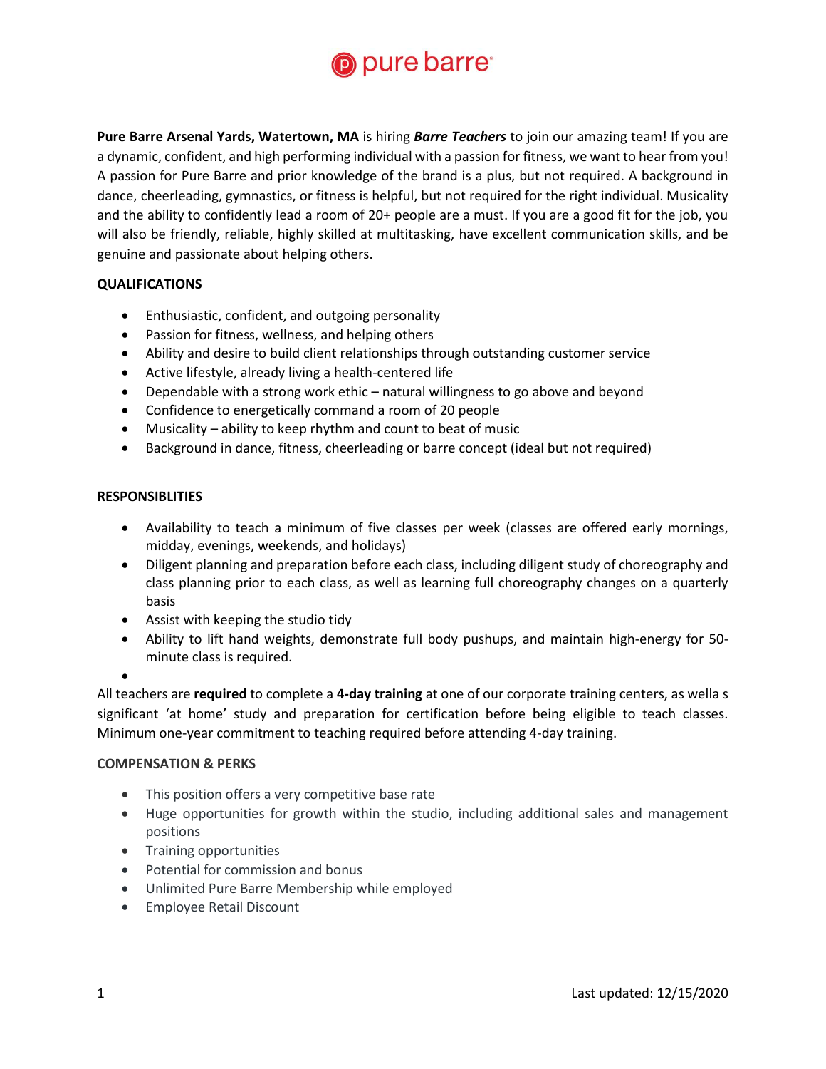# pure barre

**Pure Barre Arsenal Yards, Watertown, MA** is hiring ***Barre Teachers*** to join our amazing team! If you are a dynamic, confident, and high performing individual with a passion for fitness, we want to hear from you! A passion for Pure Barre and prior knowledge of the brand is a plus, but not required. A background in dance, cheerleading, gymnastics, or fitness is helpful, but not required for the right individual. Musicality and the ability to confidently lead a room of 20+ people are a must. If you are a good fit for the job, you will also be friendly, reliable, highly skilled at multitasking, have excellent communication skills, and be genuine and passionate about helping others.

**QUALIFICATIONS**

- Enthusiastic, confident, and outgoing personality
- Passion for fitness, wellness, and helping others
- Ability and desire to build client relationships through outstanding customer service
- Active lifestyle, already living a health-centered life
- Dependable with a strong work ethic – natural willingness to go above and beyond
- Confidence to energetically command a room of 20 people
- Musicality – ability to keep rhythm and count to beat of music
- Background in dance, fitness, cheerleading or barre concept (ideal but not required)

**RESPONSIBLITIES**

- Availability to teach a minimum of five classes per week (classes are offered early mornings, midday, evenings, weekends, and holidays)
- Diligent planning and preparation before each class, including diligent study of choreography and class planning prior to each class, as well as learning full choreography changes on a quarterly basis
- Assist with keeping the studio tidy
- Ability to lift hand weights, demonstrate full body pushups, and maintain high-energy for 50-minute class is required.

All teachers are **required** to complete a **4-day training** at one of our corporate training centers, as wella s significant 'at home' study and preparation for certification before being eligible to teach classes. Minimum one-year commitment to teaching required before attending 4-day training.

**COMPENSATION & PERKS**

- This position offers a very competitive base rate
- Huge opportunities for growth within the studio, including additional sales and management positions
- Training opportunities
- Potential for commission and bonus
- Unlimited Pure Barre Membership while employed
- Employee Retail Discount

Last updated: 12/15/2020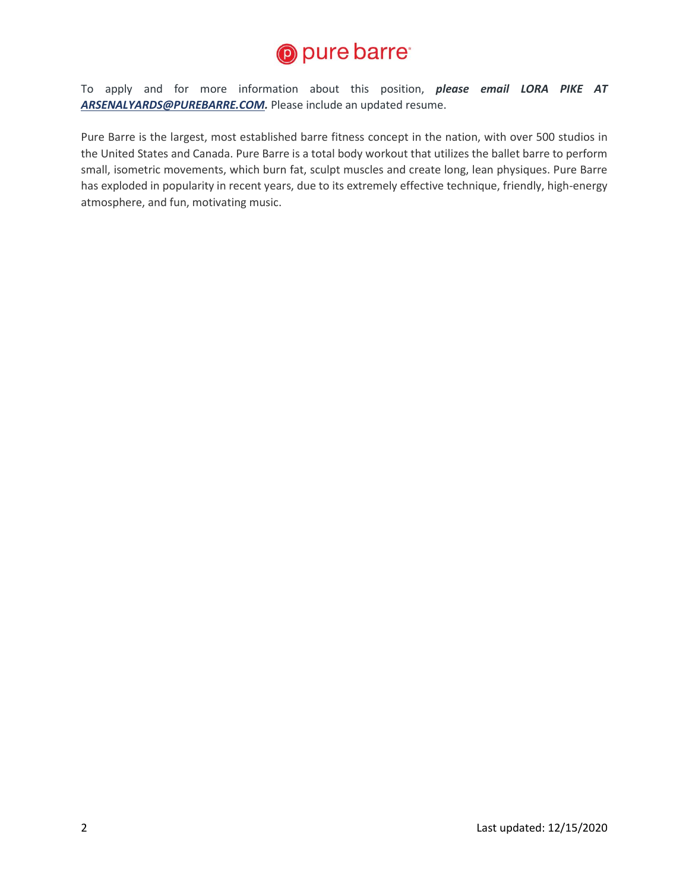To apply and for more information about this position, ***please email LORA PIKE AT [ARSENALYARDS@PUREBARRE.COM](mailto:ARSENALYARDS@PUREBARRE.COM).*** Please include an updated resume.

Pure Barre is the largest, most established barre fitness concept in the nation, with over 500 studios in the United States and Canada. Pure Barre is a total body workout that utilizes the ballet barre to perform small, isometric movements, which burn fat, sculpt muscles and create long, lean physiques. Pure Barre has exploded in popularity in recent years, due to its extremely effective technique, friendly, high-energy atmosphere, and fun, motivating music.

Last updated: 12/15/2020